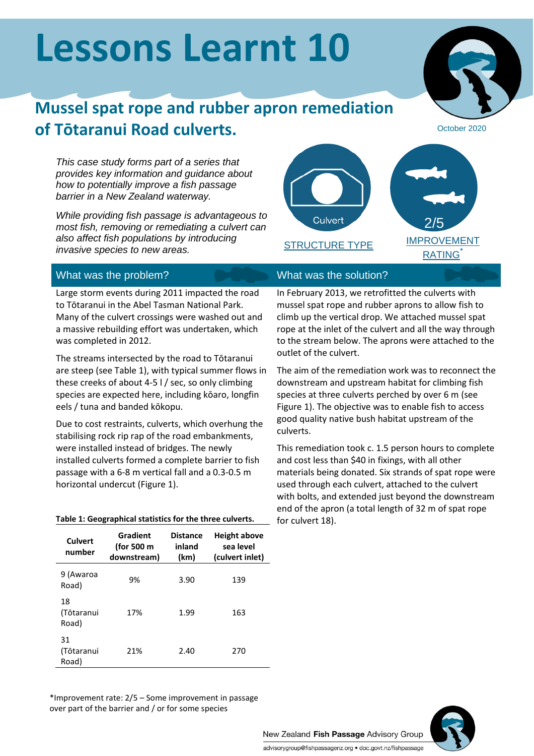# Lessons Learnt 10

## Mussel spat rope and rubber apron remediation of Tōtaranui Road culverts.

October 2020

*This case study forms part of a series that provides key information and guidance about how to potentially improve a fish passage barrier in a New Zealand waterway.*

*While providing fish passage is advantageous to most fish, removing or remediating a culvert can also affect fish populations by introducing invasive species to new areas.*

Culvert

STRUCTURE TYPE

2/5

IMPROVEMENT RATING*

### What was the problem?

Large storm events during 2011 impacted the road to Tōtaranui in the Abel Tasman National Park. Many of the culvert crossings were washed out and a massive rebuilding effort was undertaken, which was completed in 2012.

The streams intersected by the road to Tōtaranui are steep (see Table 1), with typical summer flows in these creeks of about 4-5 l / sec, so only climbing species are expected here, including kōaro, longfin eels / tuna and banded kōkopu.

Due to cost restraints, culverts, which overhung the stabilising rock rip rap of the road embankments, were installed instead of bridges. The newly installed culverts formed a complete barrier to fish passage with a 6-8 m vertical fall and a 0.3-0.5 m horizontal undercut (Figure 1).

**Table 1: Geographical statistics for the three culverts.**

| Culvert number | Gradient (for 500 m downstream) | Distance inland (km) | Height above sea level (culvert inlet) |
|---|---|---|---|
| 9 (Awaroa Road) | 9% | 3.90 | 139 |
| 18 (Tōtaranui Road) | 17% | 1.99 | 163 |
| 31 (Tōtaranui Road) | 21% | 2.40 | 270 |

### What was the solution?

In February 2013, we retrofitted the culverts with mussel spat rope and rubber aprons to allow fish to climb up the vertical drop. We attached mussel spat rope at the inlet of the culvert and all the way through to the stream below. The aprons were attached to the outlet of the culvert.

The aim of the remediation work was to reconnect the downstream and upstream habitat for climbing fish species at three culverts perched by over 6 m (see Figure 1). The objective was to enable fish to access good quality native bush habitat upstream of the culverts.

This remediation took c. 1.5 person hours to complete and cost less than $40 in fixings, with all other materials being donated. Six strands of spat rope were used through each culvert, attached to the culvert with bolts, and extended just beyond the downstream end of the apron (a total length of 32 m of spat rope for culvert 18).

*Improvement rate: 2/5 – Some improvement in passage over part of the barrier and / or for some species

New Zealand **Fish Passage** Advisory Group

advisorygroup@fishpassagenz.org • doc.govt.nz/fishpassage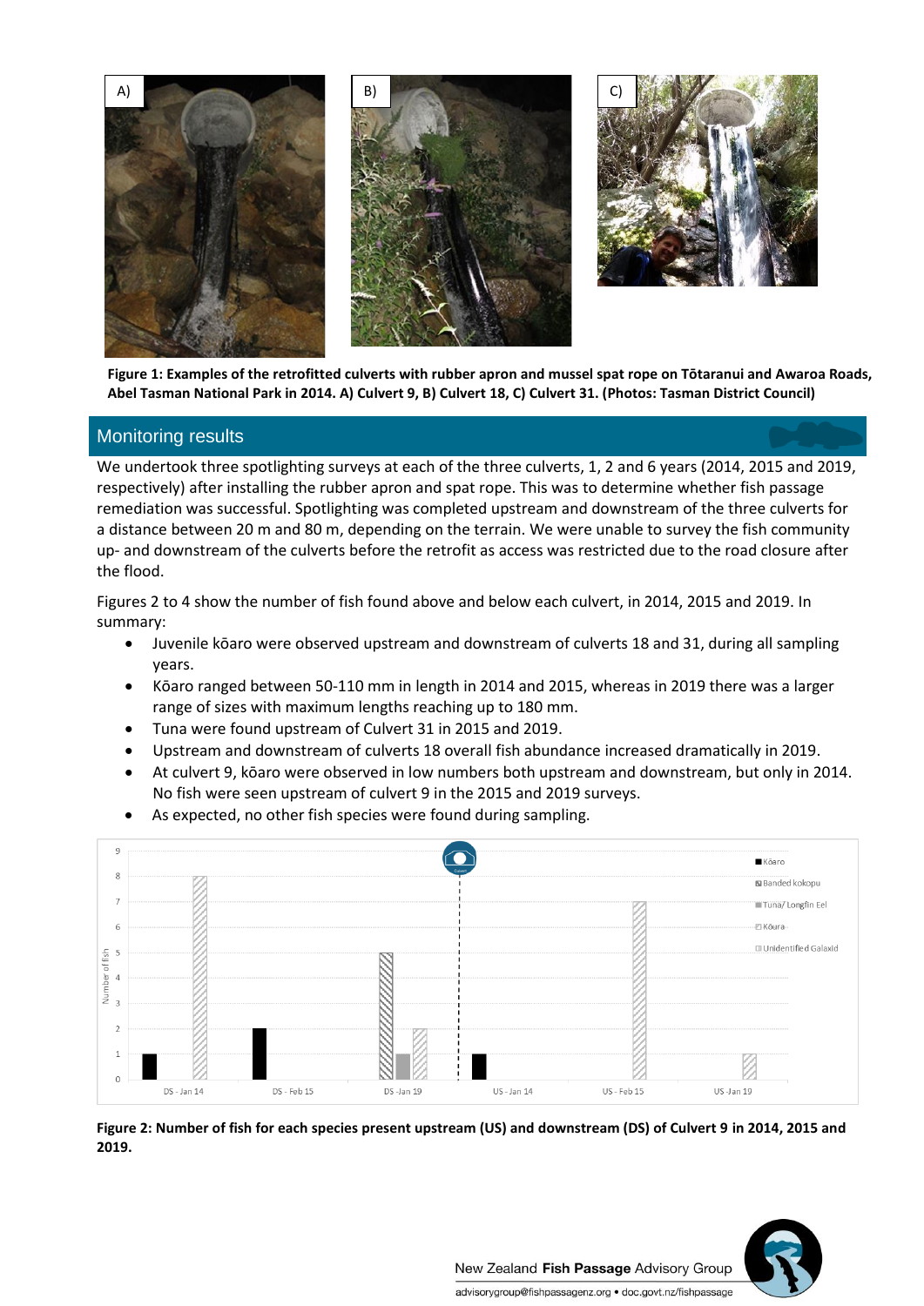Figure 1: Examples of the retrofitted culverts with rubber apron and mussel spat rope on Tōtaranui and Awaroa Roads, Abel Tasman National Park in 2014. A) Culvert 9, B) Culvert 18, C) Culvert 31. (Photos: Tasman District Council)

## Monitoring results

We undertook three spotlighting surveys at each of the three culverts, 1, 2 and 6 years (2014, 2015 and 2019, respectively) after installing the rubber apron and spat rope. This was to determine whether fish passage remediation was successful. Spotlighting was completed upstream and downstream of the three culverts for a distance between 20 m and 80 m, depending on the terrain. We were unable to survey the fish community up- and downstream of the culverts before the retrofit as access was restricted due to the road closure after the flood.

Figures 2 to 4 show the number of fish found above and below each culvert, in 2014, 2015 and 2019. In summary:

- Juvenile kōaro were observed upstream and downstream of culverts 18 and 31, during all sampling years.
- Kōaro ranged between 50-110 mm in length in 2014 and 2015, whereas in 2019 there was a larger range of sizes with maximum lengths reaching up to 180 mm.
- Tuna were found upstream of Culvert 31 in 2015 and 2019.
- Upstream and downstream of culverts 18 overall fish abundance increased dramatically in 2019.
- At culvert 9, kōaro were observed in low numbers both upstream and downstream, but only in 2014. No fish were seen upstream of culvert 9 in the 2015 and 2019 surveys.
- As expected, no other fish species were found during sampling.

Figure 2: Number of fish for each species present upstream (US) and downstream (DS) of Culvert 9 in 2014, 2015 and 2019.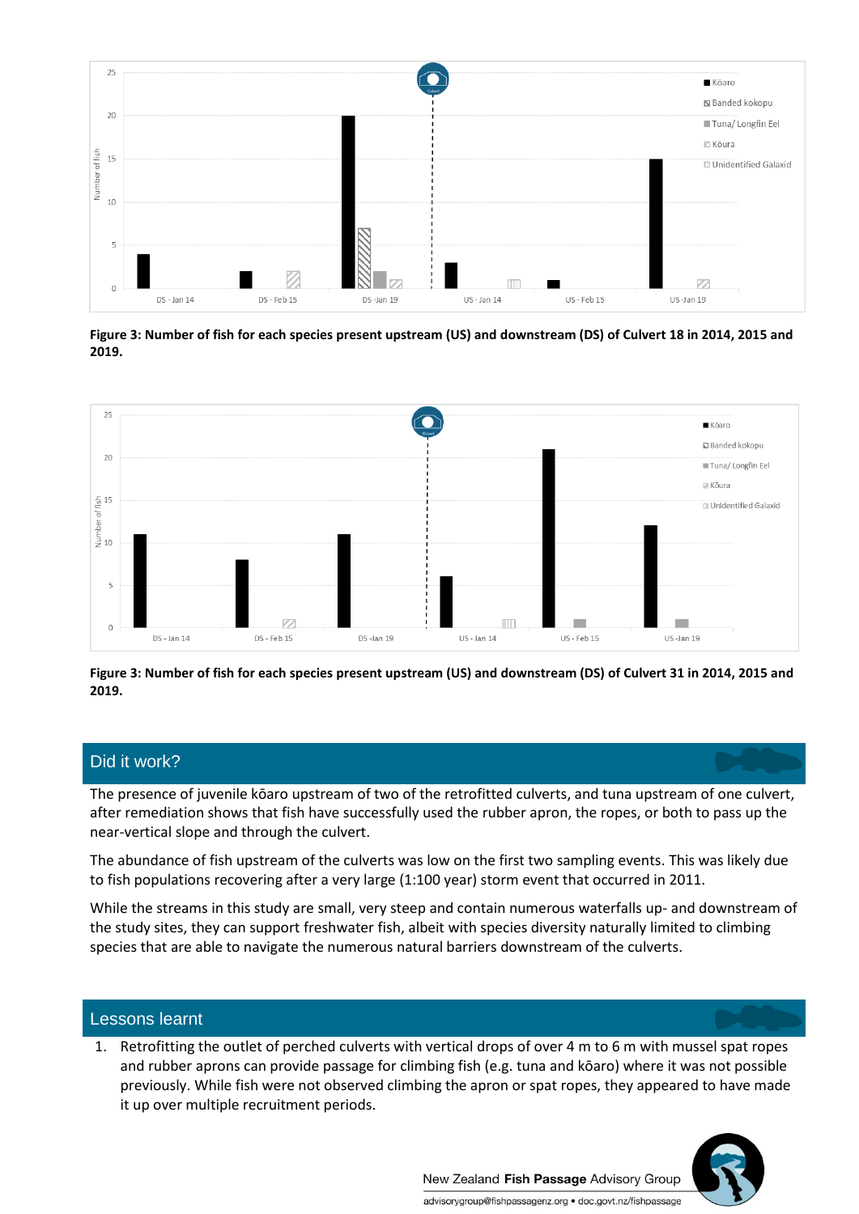**Figure 3: Number of fish for each species present upstream (US) and downstream (DS) of Culvert 18 in 2014, 2015 and 2019.**

**Figure 3: Number of fish for each species present upstream (US) and downstream (DS) of Culvert 31 in 2014, 2015 and 2019.**

## Did it work?

The presence of juvenile kōaro upstream of two of the retrofitted culverts, and tuna upstream of one culvert, after remediation shows that fish have successfully used the rubber apron, the ropes, or both to pass up the near-vertical slope and through the culvert.

The abundance of fish upstream of the culverts was low on the first two sampling events. This was likely due to fish populations recovering after a very large (1:100 year) storm event that occurred in 2011.

While the streams in this study are small, very steep and contain numerous waterfalls up- and downstream of the study sites, they can support freshwater fish, albeit with species diversity naturally limited to climbing species that are able to navigate the numerous natural barriers downstream of the culverts.

## Lessons learnt

1. Retrofitting the outlet of perched culverts with vertical drops of over 4 m to 6 m with mussel spat ropes and rubber aprons can provide passage for climbing fish (e.g. tuna and kōaro) where it was not possible previously. While fish were not observed climbing the apron or spat ropes, they appeared to have made it up over multiple recruitment periods.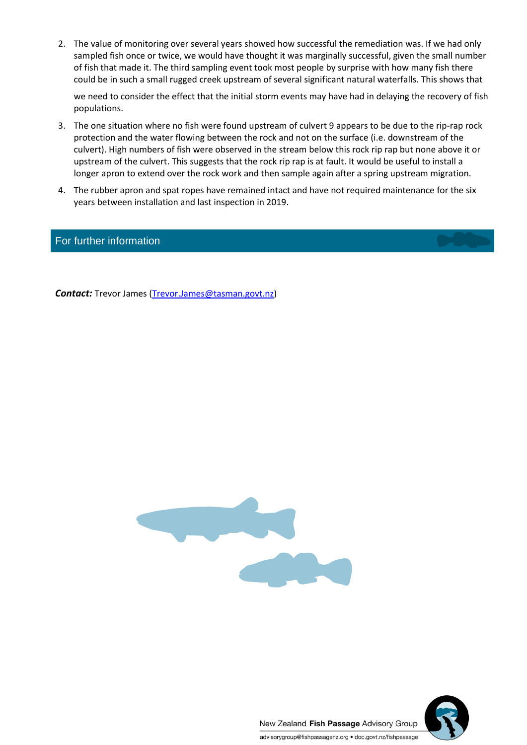2. The value of monitoring over several years showed how successful the remediation was. If we had only sampled fish once or twice, we would have thought it was marginally successful, given the small number of fish that made it. The third sampling event took most people by surprise with how many fish there could be in such a small rugged creek upstream of several significant natural waterfalls. This shows that we need to consider the effect that the initial storm events may have had in delaying the recovery of fish populations.
3. The one situation where no fish were found upstream of culvert 9 appears to be due to the rip-rap rock protection and the water flowing between the rock and not on the surface (i.e. downstream of the culvert). High numbers of fish were observed in the stream below this rock rip rap but none above it or upstream of the culvert. This suggests that the rock rip rap is at fault. It would be useful to install a longer apron to extend over the rock work and then sample again after a spring upstream migration.
4. The rubber apron and spat ropes have remained intact and have not required maintenance for the six years between installation and last inspection in 2019.

## For further information

***Contact:*** Trevor James (Trevor.James@tasman.govt.nz)